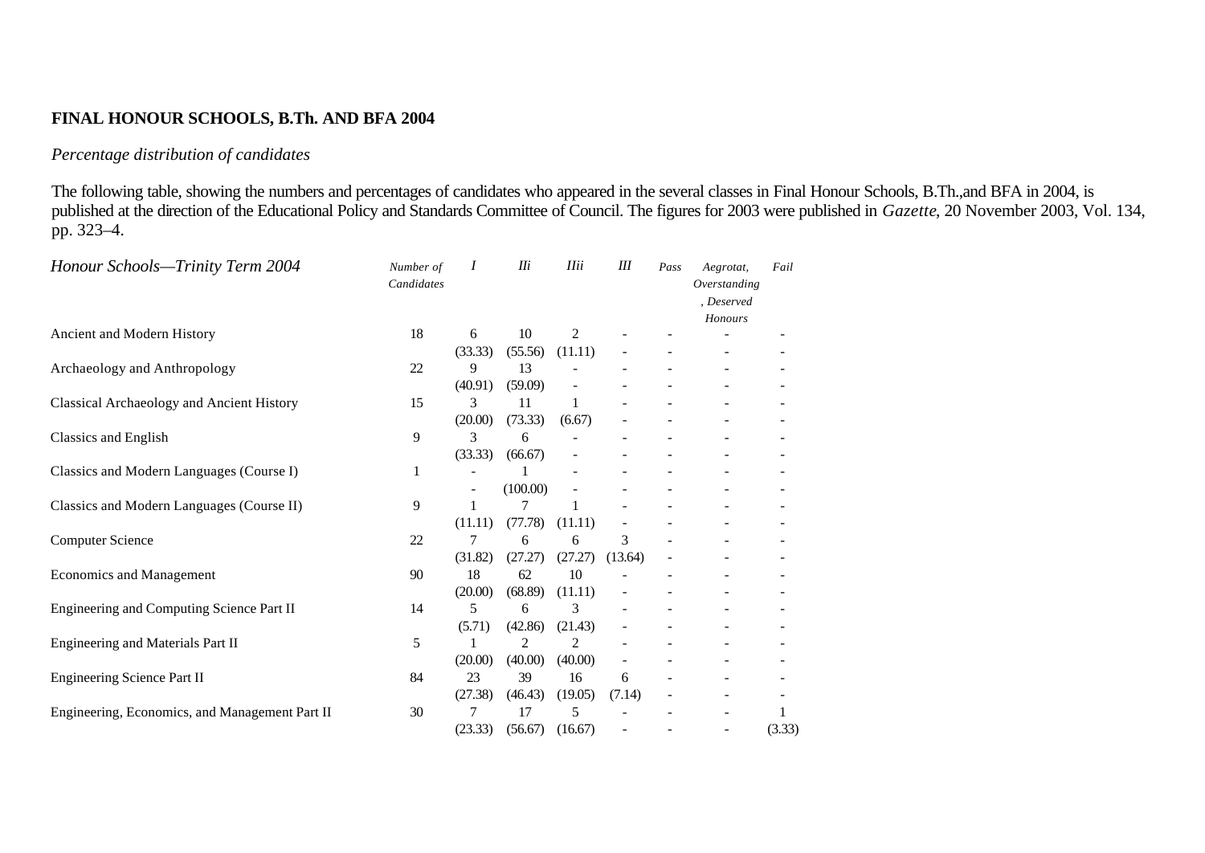**FINAL HONOUR SCHOOLS, B.Th. AND BFA 2004**

*Percentage distribution of candidates*

The following table, showing the numbers and percentages of candidates who appeared in the several classes in Final Honour Schools, B.Th.,and BFA in 2004, is published at the direction of the Educational Policy and Standards Committee of Council. The figures for 2003 were published in *Gazette*, 20 November 2003, Vol. 134, pp. 323–4.

| *Honour Schools—Trinity Term 2004* | *Number of Candidates* | *I* | *IIi* | *IIii* | *III* | *Pass* | *Aegrotat, Overstanding, Deserved Honours* | *Fail* |
|---|---|---|---|---|---|---|---|---|
| Ancient and Modern History | 18 | 6 | 10 | 2 | - | - | - | - |
| | | (33.33) | (55.56) | (11.11) | - | - | - | - |
| Archaeology and Anthropology | 22 | 9 | 13 | - | - | - | - | - |
| | | (40.91) | (59.09) | - | - | - | - | - |
| Classical Archaeology and Ancient History | 15 | 3 | 11 | 1 | - | - | - | - |
| | | (20.00) | (73.33) | (6.67) | - | - | - | - |
| Classics and English | 9 | 3 | 6 | - | - | - | - | - |
| | | (33.33) | (66.67) | - | - | - | - | - |
| Classics and Modern Languages (Course I) | 1 | - | 1 | - | - | - | - | - |
| | | - | (100.00) | - | - | - | - | - |
| Classics and Modern Languages (Course II) | 9 | 1 | 7 | 1 | - | - | - | - |
| | | (11.11) | (77.78) | (11.11) | - | - | - | - |
| Computer Science | 22 | 7 | 6 | 6 | 3 | - | - | - |
| | | (31.82) | (27.27) | (27.27) | (13.64) | - | - | - |
| Economics and Management | 90 | 18 | 62 | 10 | - | - | - | - |
| | | (20.00) | (68.89) | (11.11) | - | - | - | - |
| Engineering and Computing Science Part II | 14 | 5 | 6 | 3 | - | - | - | - |
| | | (5.71) | (42.86) | (21.43) | - | - | - | - |
| Engineering and Materials Part II | 5 | 1 | 2 | 2 | - | - | - | - |
| | | (20.00) | (40.00) | (40.00) | - | - | - | - |
| Engineering Science Part II | 84 | 23 | 39 | 16 | 6 | - | - | - |
| | | (27.38) | (46.43) | (19.05) | (7.14) | - | - | - |
| Engineering, Economics, and Management Part II | 30 | 7 | 17 | 5 | - | - | - | 1 |
| | | (23.33) | (56.67) | (16.67) | - | - | - | (3.33) |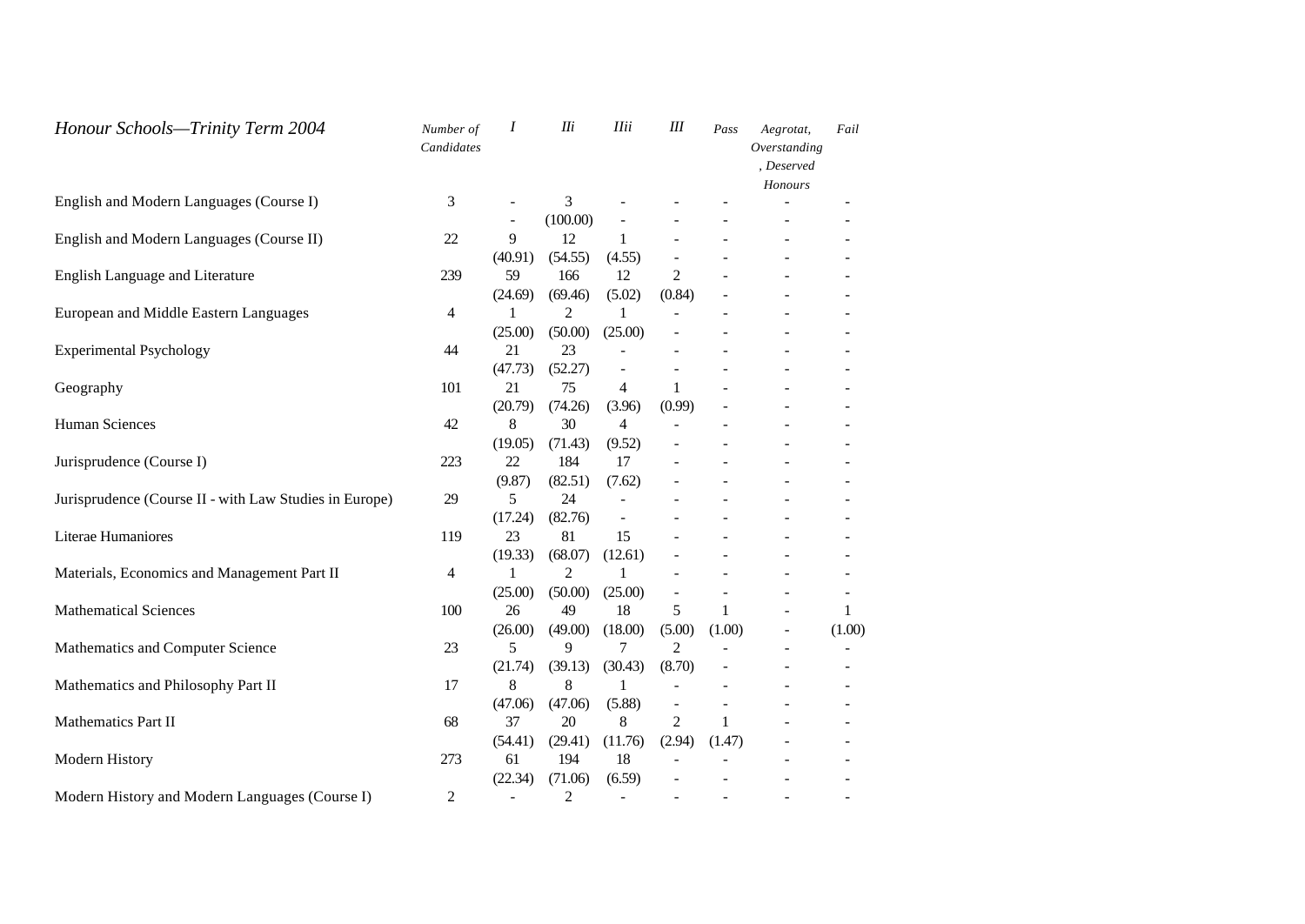| *Honour Schools—Trinity Term 2004* | *Number of Candidates* | *I* | *IIi* | *IIii* | *III* | *Pass* | *Aegrotat, Overstanding, Deserved Honours* | *Fail* |
|---|---|---|---|---|---|---|---|---|
| English and Modern Languages (Course I) | 3 | - | 3 | - | - | - | - | - |
| | | - | (100.00) | - | - | - | - | - |
| English and Modern Languages (Course II) | 22 | 9 | 12 | 1 | - | - | - | - |
| | | (40.91) | (54.55) | (4.55) | - | - | - | - |
| English Language and Literature | 239 | 59 | 166 | 12 | 2 | - | - | - |
| | | (24.69) | (69.46) | (5.02) | (0.84) | - | - | - |
| European and Middle Eastern Languages | 4 | 1 | 2 | 1 | - | - | - | - |
| | | (25.00) | (50.00) | (25.00) | - | - | - | - |
| Experimental Psychology | 44 | 21 | 23 | - | - | - | - | - |
| | | (47.73) | (52.27) | - | - | - | - | - |
| Geography | 101 | 21 | 75 | 4 | 1 | - | - | - |
| | | (20.79) | (74.26) | (3.96) | (0.99) | - | - | - |
| Human Sciences | 42 | 8 | 30 | 4 | - | - | - | - |
| | | (19.05) | (71.43) | (9.52) | - | - | - | - |
| Jurisprudence (Course I) | 223 | 22 | 184 | 17 | - | - | - | - |
| | | (9.87) | (82.51) | (7.62) | - | - | - | - |
| Jurisprudence (Course II - with Law Studies in Europe) | 29 | 5 | 24 | - | - | - | - | - |
| | | (17.24) | (82.76) | - | - | - | - | - |
| Literae Humaniores | 119 | 23 | 81 | 15 | - | - | - | - |
| | | (19.33) | (68.07) | (12.61) | - | - | - | - |
| Materials, Economics and Management Part II | 4 | 1 | 2 | 1 | - | - | - | - |
| | | (25.00) | (50.00) | (25.00) | - | - | - | - |
| Mathematical Sciences | 100 | 26 | 49 | 18 | 5 | 1 | - | 1 |
| | | (26.00) | (49.00) | (18.00) | (5.00) | (1.00) | - | (1.00) |
| Mathematics and Computer Science | 23 | 5 | 9 | 7 | 2 | - | - | - |
| | | (21.74) | (39.13) | (30.43) | (8.70) | - | - | - |
| Mathematics and Philosophy Part II | 17 | 8 | 8 | 1 | - | - | - | - |
| | | (47.06) | (47.06) | (5.88) | - | - | - | - |
| Mathematics Part II | 68 | 37 | 20 | 8 | 2 | 1 | - | - |
| | | (54.41) | (29.41) | (11.76) | (2.94) | (1.47) | - | - |
| Modern History | 273 | 61 | 194 | 18 | - | - | - | - |
| | | (22.34) | (71.06) | (6.59) | - | - | - | - |
| Modern History and Modern Languages (Course I) | 2 | - | 2 | - | - | - | - | - |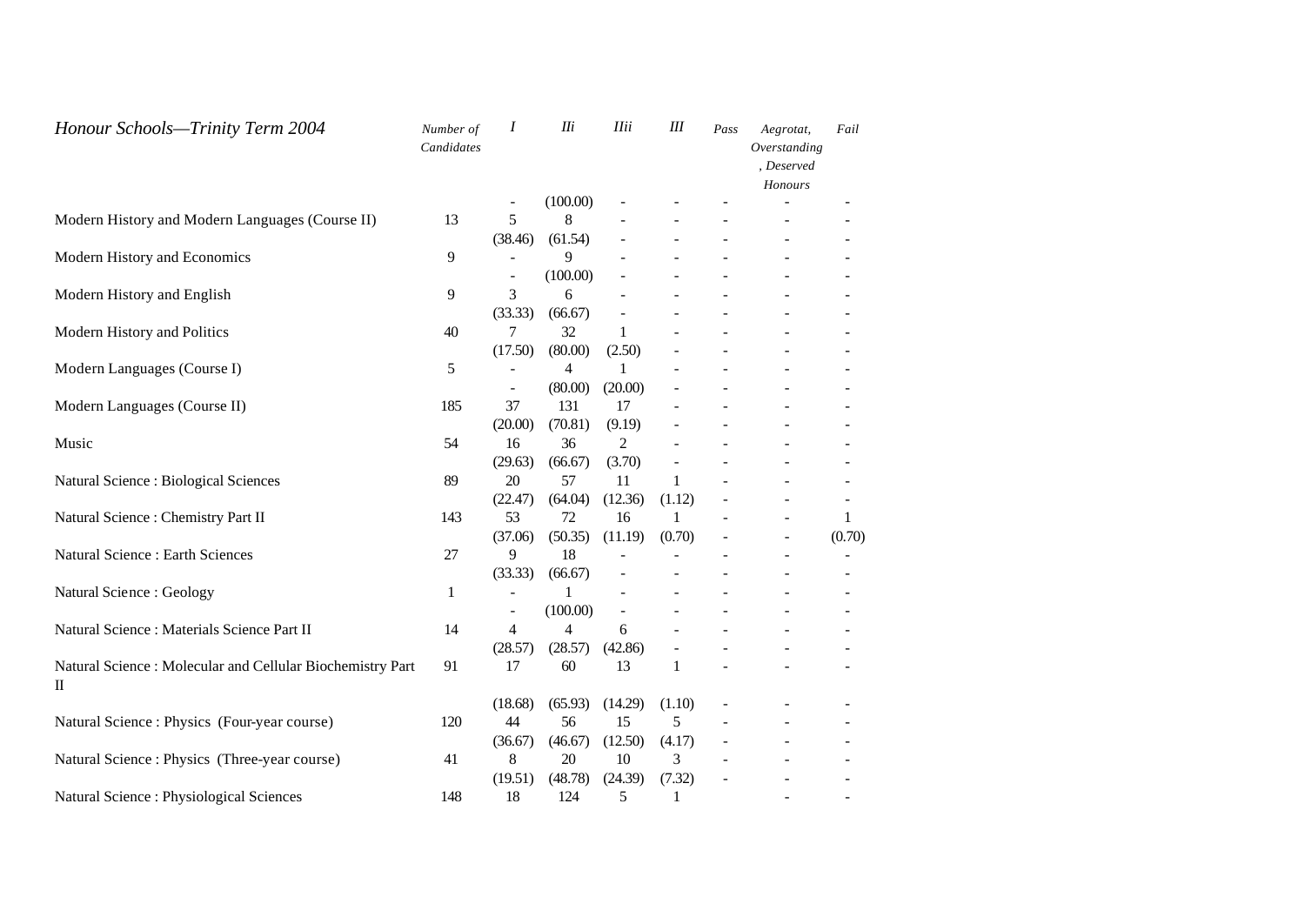| *Honour Schools—Trinity Term 2004* | *Number of Candidates* | *I* | *IIi* | *IIii* | *III* | *Pass* | *Aegrotat, Overstanding, Deserved Honours* | *Fail* |
|---|---|---|---|---|---|---|---|---|
| | | - | (100.00) | - | - | - | - | - |
| Modern History and Modern Languages (Course II) | 13 | 5 | 8 | - | - | - | - | - |
| | | (38.46) | (61.54) | - | - | - | - | - |
| Modern History and Economics | 9 | - | 9 | - | - | - | - | - |
| | | - | (100.00) | - | - | - | - | - |
| Modern History and English | 9 | 3 | 6 | - | - | - | - | - |
| | | (33.33) | (66.67) | - | - | - | - | - |
| Modern History and Politics | 40 | 7 | 32 | 1 | - | - | - | - |
| | | (17.50) | (80.00) | (2.50) | - | - | - | - |
| Modern Languages (Course I) | 5 | - | 4 | 1 | - | - | - | - |
| | | - | (80.00) | (20.00) | - | - | - | - |
| Modern Languages (Course II) | 185 | 37 | 131 | 17 | - | - | - | - |
| | | (20.00) | (70.81) | (9.19) | - | - | - | - |
| Music | 54 | 16 | 36 | 2 | - | - | - | - |
| | | (29.63) | (66.67) | (3.70) | - | - | - | - |
| Natural Science : Biological Sciences | 89 | 20 | 57 | 11 | 1 | - | - | - |
| | | (22.47) | (64.04) | (12.36) | (1.12) | - | - | - |
| Natural Science : Chemistry Part II | 143 | 53 | 72 | 16 | 1 | - | - | 1 |
| | | (37.06) | (50.35) | (11.19) | (0.70) | - | - | (0.70) |
| Natural Science : Earth Sciences | 27 | 9 | 18 | - | - | - | - | - |
| | | (33.33) | (66.67) | - | - | - | - | - |
| Natural Science : Geology | 1 | - | 1 | - | - | - | - | - |
| | | - | (100.00) | - | - | - | - | - |
| Natural Science : Materials Science Part II | 14 | 4 | 4 | 6 | - | - | - | - |
| | | (28.57) | (28.57) | (42.86) | - | - | - | - |
| Natural Science : Molecular and Cellular Biochemistry Part II | 91 | 17 | 60 | 13 | 1 | - | - | - |
| | | (18.68) | (65.93) | (14.29) | (1.10) | - | - | - |
| Natural Science : Physics (Four-year course) | 120 | 44 | 56 | 15 | 5 | - | - | - |
| | | (36.67) | (46.67) | (12.50) | (4.17) | - | - | - |
| Natural Science : Physics (Three-year course) | 41 | 8 | 20 | 10 | 3 | - | - | - |
| | | (19.51) | (48.78) | (24.39) | (7.32) | - | - | - |
| Natural Science : Physiological Sciences | 148 | 18 | 124 | 5 | 1 | | - | - |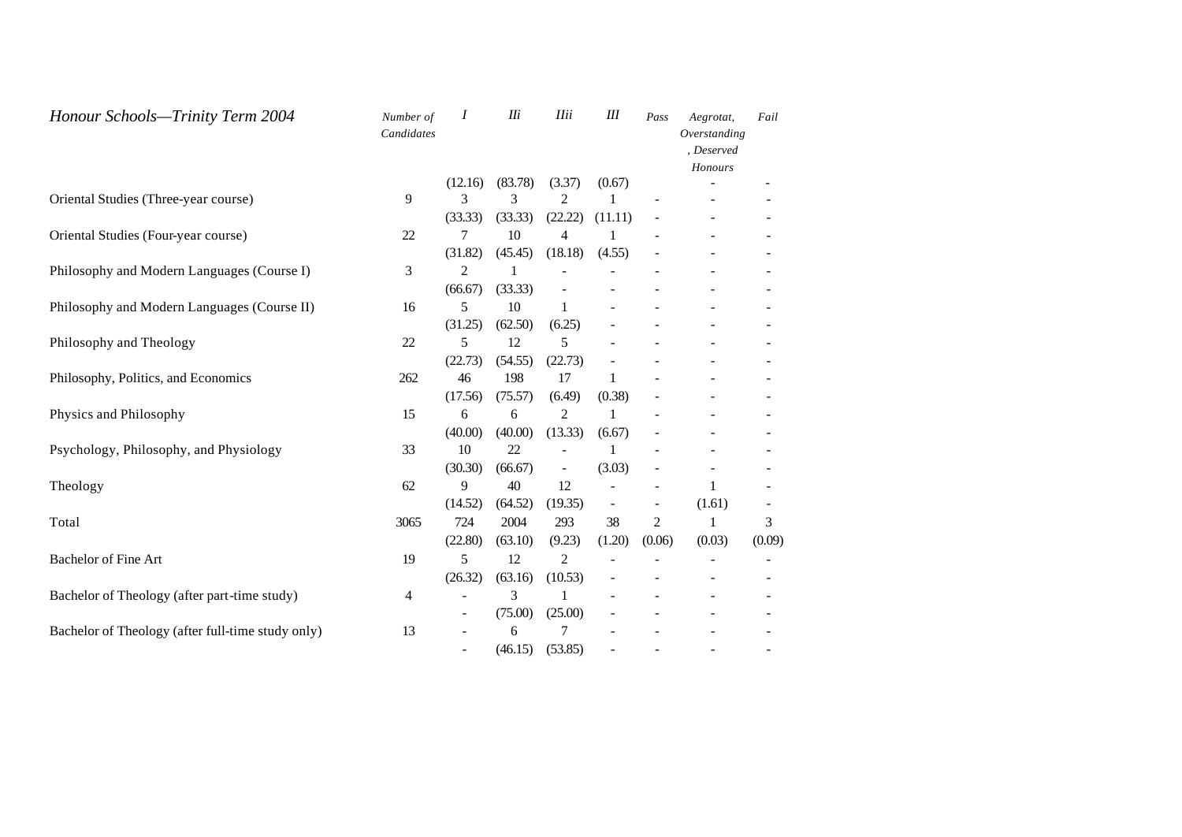| *Honour Schools—Trinity Term 2004* | *Number of Candidates* | *I* | *IIi* | *IIii* | *III* | *Pass* | *Aegrotat, Overstanding, Deserved Honours* | *Fail* |
|---|---|---|---|---|---|---|---|---|
| | | (12.16) | (83.78) | (3.37) | (0.67) | | - | - |
| Oriental Studies (Three-year course) | 9 | 3 | 3 | 2 | 1 | - | - | - |
| | | (33.33) | (33.33) | (22.22) | (11.11) | - | - | - |
| Oriental Studies (Four-year course) | 22 | 7 | 10 | 4 | 1 | - | - | - |
| | | (31.82) | (45.45) | (18.18) | (4.55) | - | - | - |
| Philosophy and Modern Languages (Course I) | 3 | 2 | 1 | - | - | - | - | - |
| | | (66.67) | (33.33) | - | - | - | - | - |
| Philosophy and Modern Languages (Course II) | 16 | 5 | 10 | 1 | - | - | - | - |
| | | (31.25) | (62.50) | (6.25) | - | - | - | - |
| Philosophy and Theology | 22 | 5 | 12 | 5 | - | - | - | - |
| | | (22.73) | (54.55) | (22.73) | - | - | - | - |
| Philosophy, Politics, and Economics | 262 | 46 | 198 | 17 | 1 | - | - | - |
| | | (17.56) | (75.57) | (6.49) | (0.38) | - | - | - |
| Physics and Philosophy | 15 | 6 | 6 | 2 | 1 | - | - | - |
| | | (40.00) | (40.00) | (13.33) | (6.67) | - | - | - |
| Psychology, Philosophy, and Physiology | 33 | 10 | 22 | - | 1 | - | - | - |
| | | (30.30) | (66.67) | - | (3.03) | - | - | - |
| Theology | 62 | 9 | 40 | 12 | - | - | 1 | - |
| | | (14.52) | (64.52) | (19.35) | - | - | (1.61) | - |
| Total | 3065 | 724 | 2004 | 293 | 38 | 2 | 1 | 3 |
| | | (22.80) | (63.10) | (9.23) | (1.20) | (0.06) | (0.03) | (0.09) |
| Bachelor of Fine Art | 19 | 5 | 12 | 2 | - | - | - | - |
| | | (26.32) | (63.16) | (10.53) | - | - | - | - |
| Bachelor of Theology (after part-time study) | 4 | - | 3 | 1 | - | - | - | - |
| | | - | (75.00) | (25.00) | - | - | - | - |
| Bachelor of Theology (after full-time study only) | 13 | - | 6 | 7 | - | - | - | - |
| | | - | (46.15) | (53.85) | - | - | - | - |